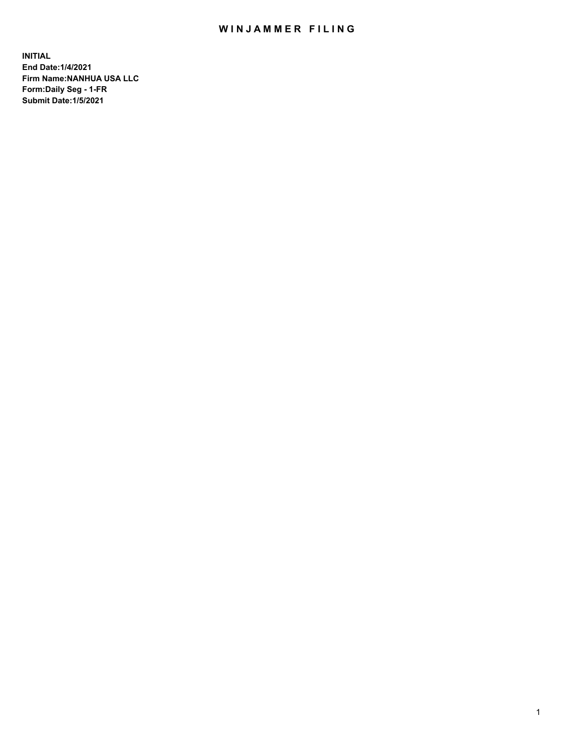# WINJAMMER FILING

**INITIAL**
**End Date:1/4/2021**
**Firm Name:NANHUA USA LLC**
**Form:Daily Seg - 1-FR**
**Submit Date:1/5/2021**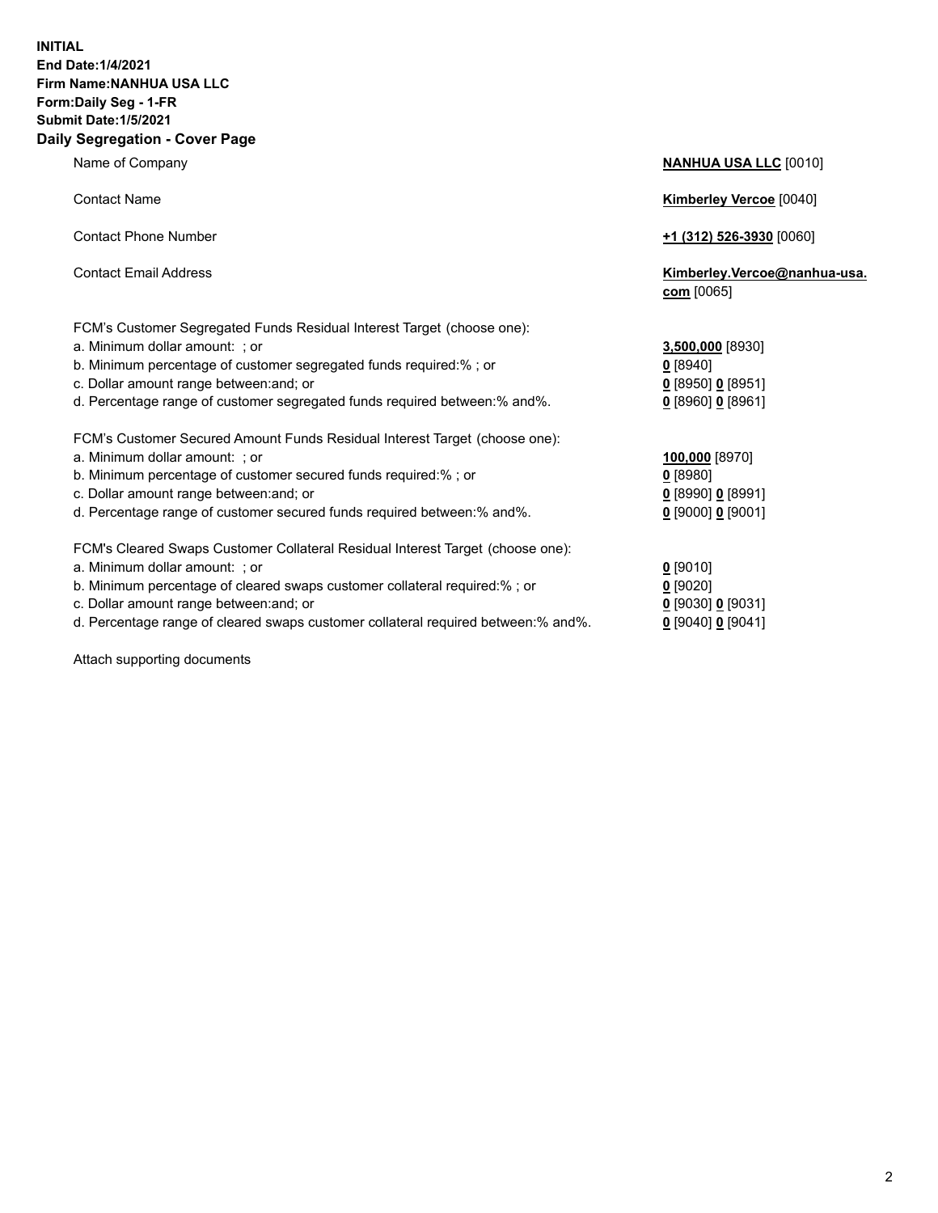**INITIAL**
**End Date:1/4/2021**
**Firm Name:NANHUA USA LLC**
**Form:Daily Seg - 1-FR**
**Submit Date:1/5/2021**

## Daily Segregation - Cover Page

| | |
|---|---|
| Name of Company | **NANHUA USA LLC** [0010] |
| Contact Name | **Kimberley Vercoe** [0040] |
| Contact Phone Number | **+1 (312) 526-3930** [0060] |
| Contact Email Address | **Kimberley.Vercoe@nanhua-usa.com** [0065] |
| FCM's Customer Segregated Funds Residual Interest Target (choose one): | |
| a. Minimum dollar amount: ; or | **3,500,000** [8930] |
| b. Minimum percentage of customer segregated funds required:% ; or | **0** [8940] |
| c. Dollar amount range between:and; or | **0** [8950] **0** [8951] |
| d. Percentage range of customer segregated funds required between:% and%. | **0** [8960] **0** [8961] |
| FCM's Customer Secured Amount Funds Residual Interest Target (choose one): | |
| a. Minimum dollar amount: ; or | **100,000** [8970] |
| b. Minimum percentage of customer secured funds required:% ; or | **0** [8980] |
| c. Dollar amount range between:and; or | **0** [8990] **0** [8991] |
| d. Percentage range of customer secured funds required between:% and%. | **0** [9000] **0** [9001] |
| FCM's Cleared Swaps Customer Collateral Residual Interest Target (choose one): | |
| a. Minimum dollar amount: ; or | **0** [9010] |
| b. Minimum percentage of cleared swaps customer collateral required:% ; or | **0** [9020] |
| c. Dollar amount range between:and; or | **0** [9030] **0** [9031] |
| d. Percentage range of cleared swaps customer collateral required between:% and%. | **0** [9040] **0** [9041] |

Attach supporting documents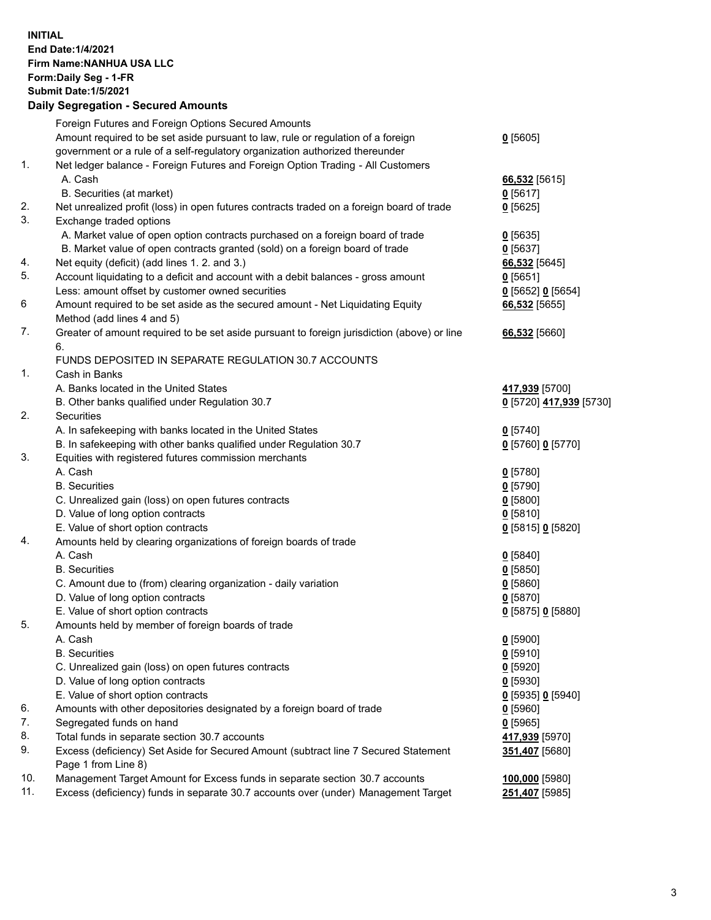**INITIAL**
**End Date:1/4/2021**
**Firm Name:NANHUA USA LLC**
**Form:Daily Seg - 1-FR**
**Submit Date:1/5/2021**

**Daily Segregation - Secured Amounts**

| | | |
|---|---|---|
| | Foreign Futures and Foreign Options Secured Amounts | |
| | Amount required to be set aside pursuant to law, rule or regulation of a foreign government or a rule of a self-regulatory organization authorized thereunder | **0** [5605] |
| 1. | Net ledger balance - Foreign Futures and Foreign Option Trading - All Customers | |
| | A. Cash | **66,532** [5615] |
| | B. Securities (at market) | **0** [5617] |
| 2. | Net unrealized profit (loss) in open futures contracts traded on a foreign board of trade | **0** [5625] |
| 3. | Exchange traded options | |
| | A. Market value of open option contracts purchased on a foreign board of trade | **0** [5635] |
| | B. Market value of open contracts granted (sold) on a foreign board of trade | **0** [5637] |
| 4. | Net equity (deficit) (add lines 1. 2. and 3.) | **66,532** [5645] |
| 5. | Account liquidating to a deficit and account with a debit balances - gross amount | **0** [5651] |
| | Less: amount offset by customer owned securities | **0** [5652] **0** [5654] |
| 6 | Amount required to be set aside as the secured amount - Net Liquidating Equity Method (add lines 4 and 5) | **66,532** [5655] |
| 7. | Greater of amount required to be set aside pursuant to foreign jurisdiction (above) or line 6. | **66,532** [5660] |
| | FUNDS DEPOSITED IN SEPARATE REGULATION 30.7 ACCOUNTS | |
| 1. | Cash in Banks | |
| | A. Banks located in the United States | **417,939** [5700] |
| | B. Other banks qualified under Regulation 30.7 | **0** [5720] **417,939** [5730] |
| 2. | Securities | |
| | A. In safekeeping with banks located in the United States | **0** [5740] |
| | B. In safekeeping with other banks qualified under Regulation 30.7 | **0** [5760] **0** [5770] |
| 3. | Equities with registered futures commission merchants | |
| | A. Cash | **0** [5780] |
| | B. Securities | **0** [5790] |
| | C. Unrealized gain (loss) on open futures contracts | **0** [5800] |
| | D. Value of long option contracts | **0** [5810] |
| | E. Value of short option contracts | **0** [5815] **0** [5820] |
| 4. | Amounts held by clearing organizations of foreign boards of trade | |
| | A. Cash | **0** [5840] |
| | B. Securities | **0** [5850] |
| | C. Amount due to (from) clearing organization - daily variation | **0** [5860] |
| | D. Value of long option contracts | **0** [5870] |
| | E. Value of short option contracts | **0** [5875] **0** [5880] |
| 5. | Amounts held by member of foreign boards of trade | |
| | A. Cash | **0** [5900] |
| | B. Securities | **0** [5910] |
| | C. Unrealized gain (loss) on open futures contracts | **0** [5920] |
| | D. Value of long option contracts | **0** [5930] |
| | E. Value of short option contracts | **0** [5935] **0** [5940] |
| 6. | Amounts with other depositories designated by a foreign board of trade | **0** [5960] |
| 7. | Segregated funds on hand | **0** [5965] |
| 8. | Total funds in separate section 30.7 accounts | **417,939** [5970] |
| 9. | Excess (deficiency) Set Aside for Secured Amount (subtract line 7 Secured Statement Page 1 from Line 8) | **351,407** [5680] |
| 10. | Management Target Amount for Excess funds in separate section 30.7 accounts | **100,000** [5980] |
| 11. | Excess (deficiency) funds in separate 30.7 accounts over (under) Management Target | **251,407** [5985] |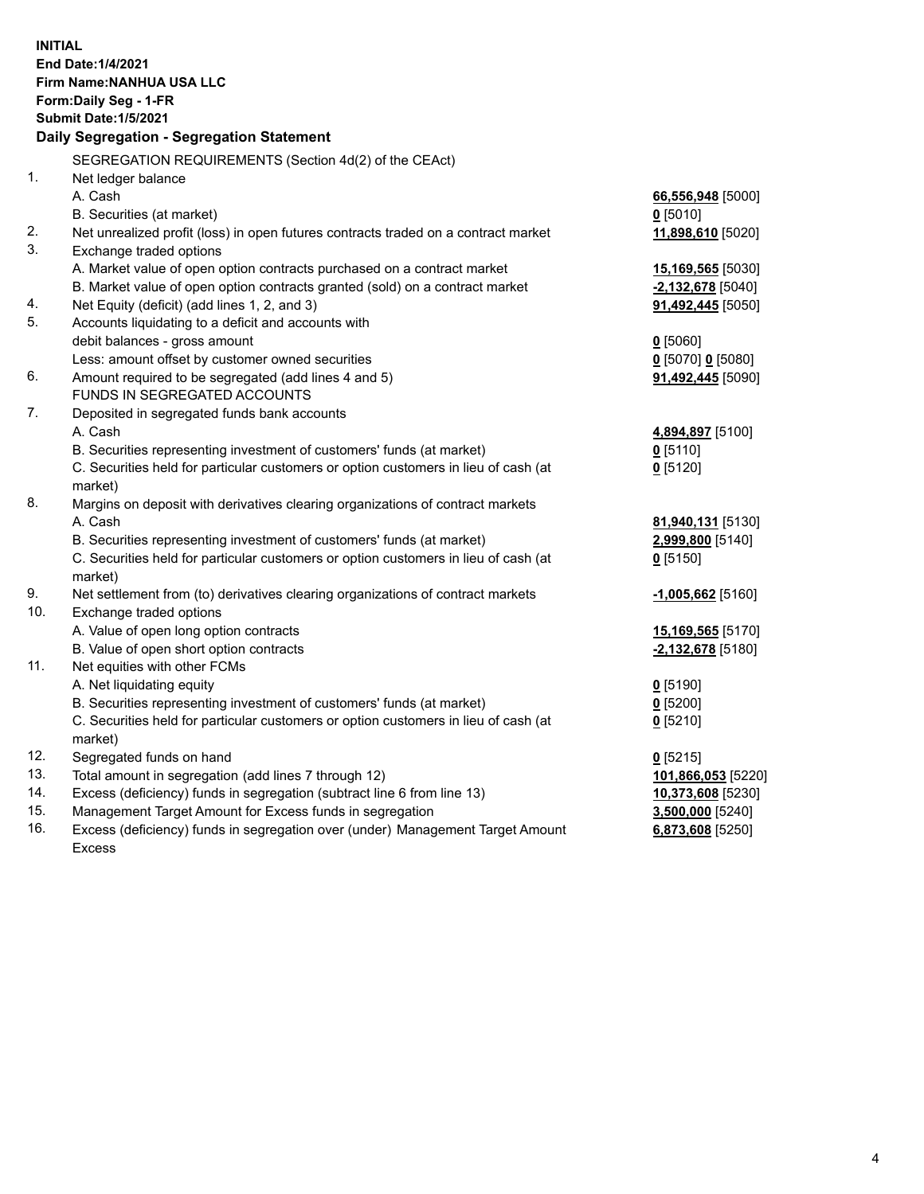**INITIAL**
**End Date:1/4/2021**
**Firm Name:NANHUA USA LLC**
**Form:Daily Seg - 1-FR**
**Submit Date:1/5/2021**

## Daily Segregation - Segregation Statement

| | | |
|---|---|---|
| | SEGREGATION REQUIREMENTS (Section 4d(2) of the CEAct) | |
| 1. | Net ledger balance | |
| | A. Cash | **66,556,948** [5000] |
| | B. Securities (at market) | **0** [5010] |
| 2. | Net unrealized profit (loss) in open futures contracts traded on a contract market | **11,898,610** [5020] |
| 3. | Exchange traded options | |
| | A. Market value of open option contracts purchased on a contract market | **15,169,565** [5030] |
| | B. Market value of open option contracts granted (sold) on a contract market | **-2,132,678** [5040] |
| 4. | Net Equity (deficit) (add lines 1, 2, and 3) | **91,492,445** [5050] |
| 5. | Accounts liquidating to a deficit and accounts with debit balances - gross amount | **0** [5060] |
| | Less: amount offset by customer owned securities | **0** [5070] **0** [5080] |
| 6. | Amount required to be segregated (add lines 4 and 5) | **91,492,445** [5090] |
| | FUNDS IN SEGREGATED ACCOUNTS | |
| 7. | Deposited in segregated funds bank accounts | |
| | A. Cash | **4,894,897** [5100] |
| | B. Securities representing investment of customers' funds (at market) | **0** [5110] |
| | C. Securities held for particular customers or option customers in lieu of cash (at market) | **0** [5120] |
| 8. | Margins on deposit with derivatives clearing organizations of contract markets | |
| | A. Cash | **81,940,131** [5130] |
| | B. Securities representing investment of customers' funds (at market) | **2,999,800** [5140] |
| | C. Securities held for particular customers or option customers in lieu of cash (at market) | **0** [5150] |
| 9. | Net settlement from (to) derivatives clearing organizations of contract markets | **-1,005,662** [5160] |
| 10. | Exchange traded options | |
| | A. Value of open long option contracts | **15,169,565** [5170] |
| | B. Value of open short option contracts | **-2,132,678** [5180] |
| 11. | Net equities with other FCMs | |
| | A. Net liquidating equity | **0** [5190] |
| | B. Securities representing investment of customers' funds (at market) | **0** [5200] |
| | C. Securities held for particular customers or option customers in lieu of cash (at market) | **0** [5210] |
| 12. | Segregated funds on hand | **0** [5215] |
| 13. | Total amount in segregation (add lines 7 through 12) | **101,866,053** [5220] |
| 14. | Excess (deficiency) funds in segregation (subtract line 6 from line 13) | **10,373,608** [5230] |
| 15. | Management Target Amount for Excess funds in segregation | **3,500,000** [5240] |
| 16. | Excess (deficiency) funds in segregation over (under) Management Target Amount Excess | **6,873,608** [5250] |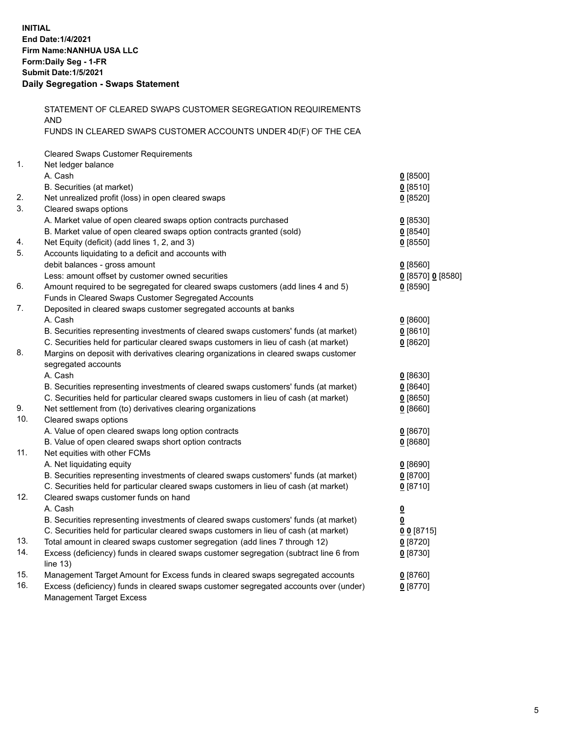**INITIAL**
**End Date:1/4/2021**
**Firm Name:NANHUA USA LLC**
**Form:Daily Seg - 1-FR**
**Submit Date:1/5/2021**
**Daily Segregation - Swaps Statement**

STATEMENT OF CLEARED SWAPS CUSTOMER SEGREGATION REQUIREMENTS AND FUNDS IN CLEARED SWAPS CUSTOMER ACCOUNTS UNDER 4D(F) OF THE CEA

| | | |
|---|---|---|
| | Cleared Swaps Customer Requirements | |
| 1. | Net ledger balance | |
| | A. Cash | 0 [8500] |
| | B. Securities (at market) | 0 [8510] |
| 2. | Net unrealized profit (loss) in open cleared swaps | 0 [8520] |
| 3. | Cleared swaps options | |
| | A. Market value of open cleared swaps option contracts purchased | 0 [8530] |
| | B. Market value of open cleared swaps option contracts granted (sold) | 0 [8540] |
| 4. | Net Equity (deficit) (add lines 1, 2, and 3) | 0 [8550] |
| 5. | Accounts liquidating to a deficit and accounts with debit balances - gross amount | 0 [8560] |
| | Less: amount offset by customer owned securities | 0 [8570] 0 [8580] |
| 6. | Amount required to be segregated for cleared swaps customers (add lines 4 and 5) | 0 [8590] |
| | Funds in Cleared Swaps Customer Segregated Accounts | |
| 7. | Deposited in cleared swaps customer segregated accounts at banks | |
| | A. Cash | 0 [8600] |
| | B. Securities representing investments of cleared swaps customers' funds (at market) | 0 [8610] |
| | C. Securities held for particular cleared swaps customers in lieu of cash (at market) | 0 [8620] |
| 8. | Margins on deposit with derivatives clearing organizations in cleared swaps customer segregated accounts | |
| | A. Cash | 0 [8630] |
| | B. Securities representing investments of cleared swaps customers' funds (at market) | 0 [8640] |
| | C. Securities held for particular cleared swaps customers in lieu of cash (at market) | 0 [8650] |
| 9. | Net settlement from (to) derivatives clearing organizations | 0 [8660] |
| 10. | Cleared swaps options | |
| | A. Value of open cleared swaps long option contracts | 0 [8670] |
| | B. Value of open cleared swaps short option contracts | 0 [8680] |
| 11. | Net equities with other FCMs | |
| | A. Net liquidating equity | 0 [8690] |
| | B. Securities representing investments of cleared swaps customers' funds (at market) | 0 [8700] |
| | C. Securities held for particular cleared swaps customers in lieu of cash (at market) | 0 [8710] |
| 12. | Cleared swaps customer funds on hand | |
| | A. Cash | 0 |
| | B. Securities representing investments of cleared swaps customers' funds (at market) | 0 |
| | C. Securities held for particular cleared swaps customers in lieu of cash (at market) | 0 0 [8715] |
| 13. | Total amount in cleared swaps customer segregation (add lines 7 through 12) | 0 [8720] |
| 14. | Excess (deficiency) funds in cleared swaps customer segregation (subtract line 6 from line 13) | 0 [8730] |
| 15. | Management Target Amount for Excess funds in cleared swaps segregated accounts | 0 [8760] |
| 16. | Excess (deficiency) funds in cleared swaps customer segregated accounts over (under) Management Target Excess | 0 [8770] |